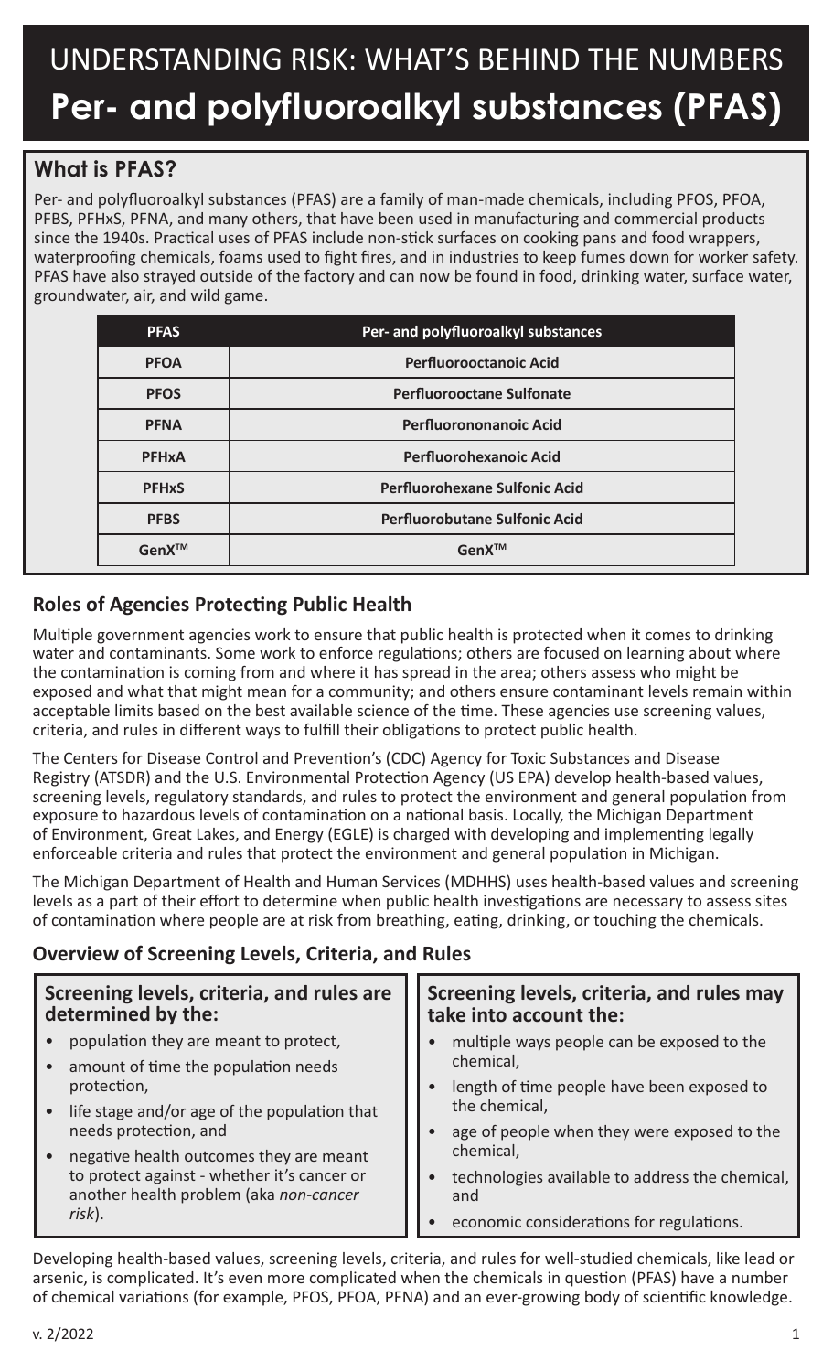# UNDERSTANDING RISK: WHAT'S BEHIND THE NUMBERS

# Per- and polyfluoroalkyl substances (PFAS)

## What is PFAS?

Per- and polyfluoroalkyl substances (PFAS) are a family of man-made chemicals, including PFOS, PFOA, PFBS, PFHxS, PFNA, and many others, that have been used in manufacturing and commercial products since the 1940s. Practical uses of PFAS include non-stick surfaces on cooking pans and food wrappers, waterproofing chemicals, foams used to fight fires, and in industries to keep fumes down for worker safety. PFAS have also strayed outside of the factory and can now be found in food, drinking water, surface water, groundwater, air, and wild game.

| PFAS | Per- and polyfluoroalkyl substances |
|---|---|
| PFOA | Perfluorooctanoic Acid |
| PFOS | Perfluorooctane Sulfonate |
| PFNA | Perfluorononanoic Acid |
| PFHxA | Perfluorohexanoic Acid |
| PFHxS | Perfluorohexane Sulfonic Acid |
| PFBS | Perfluorobutane Sulfonic Acid |
| GenX™ | GenX™ |

## Roles of Agencies Protecting Public Health

Multiple government agencies work to ensure that public health is protected when it comes to drinking water and contaminants. Some work to enforce regulations; others are focused on learning about where the contamination is coming from and where it has spread in the area; others assess who might be exposed and what that might mean for a community; and others ensure contaminant levels remain within acceptable limits based on the best available science of the time. These agencies use screening values, criteria, and rules in different ways to fulfill their obligations to protect public health.

The Centers for Disease Control and Prevention's (CDC) Agency for Toxic Substances and Disease Registry (ATSDR) and the U.S. Environmental Protection Agency (US EPA) develop health-based values, screening levels, regulatory standards, and rules to protect the environment and general population from exposure to hazardous levels of contamination on a national basis. Locally, the Michigan Department of Environment, Great Lakes, and Energy (EGLE) is charged with developing and implementing legally enforceable criteria and rules that protect the environment and general population in Michigan.

The Michigan Department of Health and Human Services (MDHHS) uses health-based values and screening levels as a part of their effort to determine when public health investigations are necessary to assess sites of contamination where people are at risk from breathing, eating, drinking, or touching the chemicals.

## Overview of Screening Levels, Criteria, and Rules

### Screening levels, criteria, and rules are determined by the:

- population they are meant to protect,
- amount of time the population needs protection,
- life stage and/or age of the population that needs protection, and
- negative health outcomes they are meant to protect against - whether it's cancer or another health problem (aka *non-cancer risk*).

### Screening levels, criteria, and rules may take into account the:

- multiple ways people can be exposed to the chemical,
- length of time people have been exposed to the chemical,
- age of people when they were exposed to the chemical,
- technologies available to address the chemical, and
- economic considerations for regulations.

Developing health-based values, screening levels, criteria, and rules for well-studied chemicals, like lead or arsenic, is complicated. It's even more complicated when the chemicals in question (PFAS) have a number of chemical variations (for example, PFOS, PFOA, PFNA) and an ever-growing body of scientific knowledge.

v. 2/2022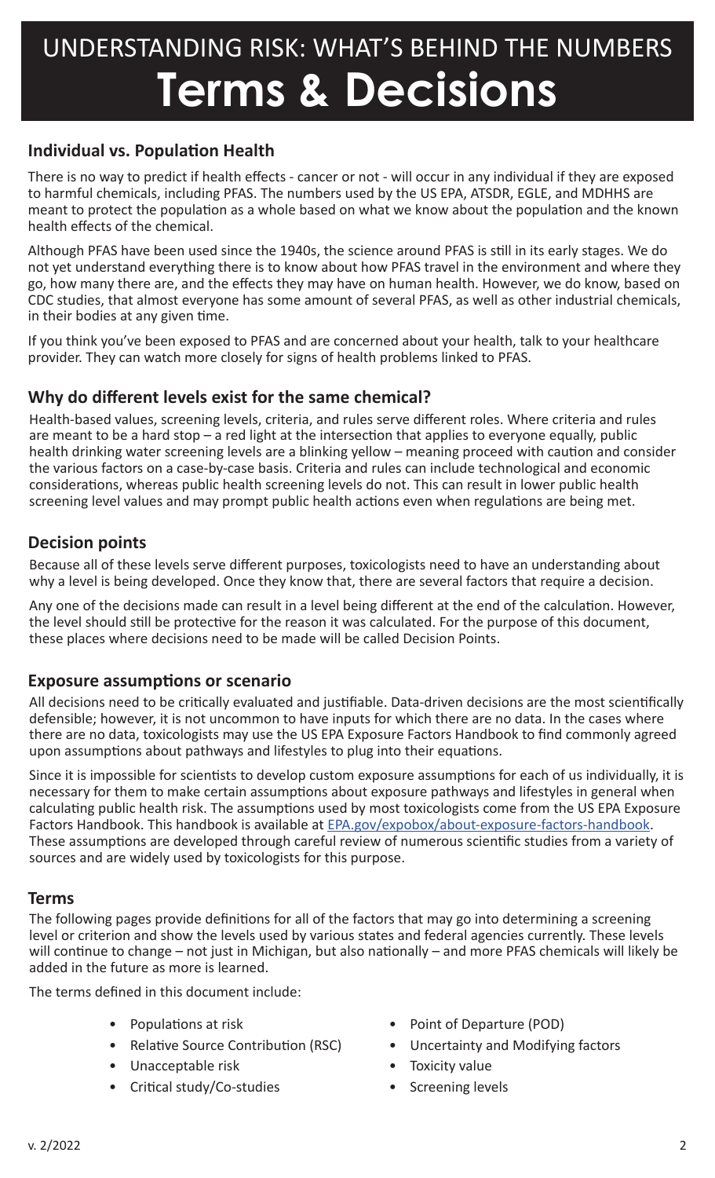# UNDERSTANDING RISK: WHAT'S BEHIND THE NUMBERS

# Terms & Decisions

## Individual vs. Population Health

There is no way to predict if health effects - cancer or not - will occur in any individual if they are exposed to harmful chemicals, including PFAS. The numbers used by the US EPA, ATSDR, EGLE, and MDHHS are meant to protect the population as a whole based on what we know about the population and the known health effects of the chemical.

Although PFAS have been used since the 1940s, the science around PFAS is still in its early stages. We do not yet understand everything there is to know about how PFAS travel in the environment and where they go, how many there are, and the effects they may have on human health. However, we do know, based on CDC studies, that almost everyone has some amount of several PFAS, as well as other industrial chemicals, in their bodies at any given time.

If you think you've been exposed to PFAS and are concerned about your health, talk to your healthcare provider. They can watch more closely for signs of health problems linked to PFAS.

## Why do different levels exist for the same chemical?

Health-based values, screening levels, criteria, and rules serve different roles. Where criteria and rules are meant to be a hard stop – a red light at the intersection that applies to everyone equally, public health drinking water screening levels are a blinking yellow – meaning proceed with caution and consider the various factors on a case-by-case basis. Criteria and rules can include technological and economic considerations, whereas public health screening levels do not. This can result in lower public health screening level values and may prompt public health actions even when regulations are being met.

## Decision points

Because all of these levels serve different purposes, toxicologists need to have an understanding about why a level is being developed. Once they know that, there are several factors that require a decision.

Any one of the decisions made can result in a level being different at the end of the calculation. However, the level should still be protective for the reason it was calculated. For the purpose of this document, these places where decisions need to be made will be called Decision Points.

## Exposure assumptions or scenario

All decisions need to be critically evaluated and justifiable. Data-driven decisions are the most scientifically defensible; however, it is not uncommon to have inputs for which there are no data. In the cases where there are no data, toxicologists may use the US EPA Exposure Factors Handbook to find commonly agreed upon assumptions about pathways and lifestyles to plug into their equations.

Since it is impossible for scientists to develop custom exposure assumptions for each of us individually, it is necessary for them to make certain assumptions about exposure pathways and lifestyles in general when calculating public health risk. The assumptions used by most toxicologists come from the US EPA Exposure Factors Handbook. This handbook is available at EPA.gov/expobox/about-exposure-factors-handbook. These assumptions are developed through careful review of numerous scientific studies from a variety of sources and are widely used by toxicologists for this purpose.

## Terms

The following pages provide definitions for all of the factors that may go into determining a screening level or criterion and show the levels used by various states and federal agencies currently. These levels will continue to change – not just in Michigan, but also nationally – and more PFAS chemicals will likely be added in the future as more is learned.

The terms defined in this document include:

- Populations at risk
- Relative Source Contribution (RSC)
- Unacceptable risk
- Critical study/Co-studies
- Point of Departure (POD)
- Uncertainty and Modifying factors
- Toxicity value
- Screening levels

v. 2/2022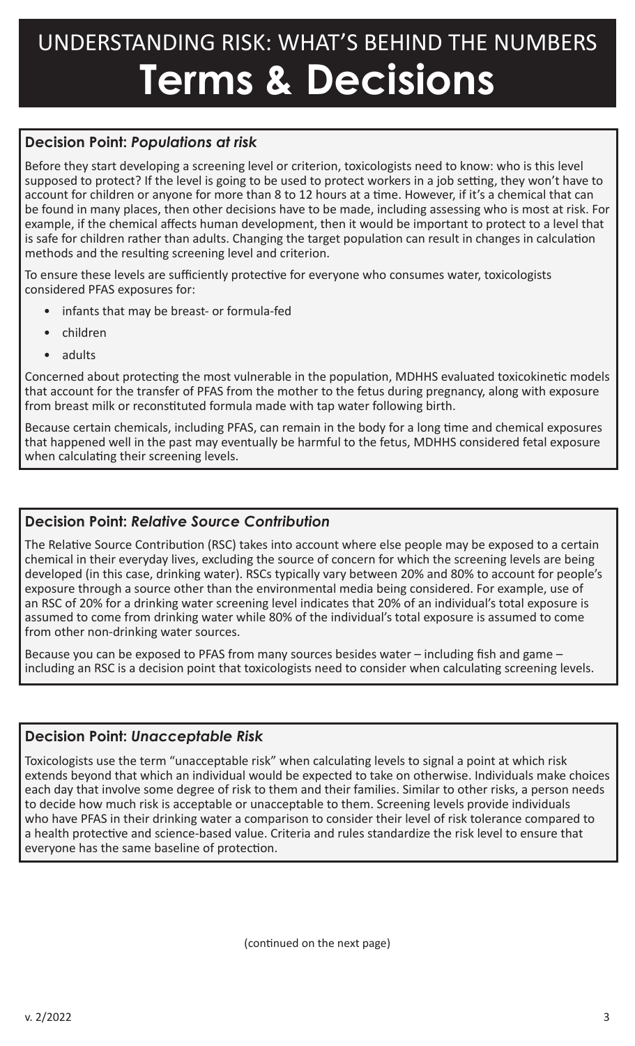# UNDERSTANDING RISK: WHAT'S BEHIND THE NUMBERS
# Terms & Decisions

### Decision Point: *Populations at risk*

Before they start developing a screening level or criterion, toxicologists need to know: who is this level supposed to protect? If the level is going to be used to protect workers in a job setting, they won't have to account for children or anyone for more than 8 to 12 hours at a time. However, if it's a chemical that can be found in many places, then other decisions have to be made, including assessing who is most at risk. For example, if the chemical affects human development, then it would be important to protect to a level that is safe for children rather than adults. Changing the target population can result in changes in calculation methods and the resulting screening level and criterion.

To ensure these levels are sufficiently protective for everyone who consumes water, toxicologists considered PFAS exposures for:

- infants that may be breast- or formula-fed
- children
- adults

Concerned about protecting the most vulnerable in the population, MDHHS evaluated toxicokinetic models that account for the transfer of PFAS from the mother to the fetus during pregnancy, along with exposure from breast milk or reconstituted formula made with tap water following birth.

Because certain chemicals, including PFAS, can remain in the body for a long time and chemical exposures that happened well in the past may eventually be harmful to the fetus, MDHHS considered fetal exposure when calculating their screening levels.

### Decision Point: *Relative Source Contribution*

The Relative Source Contribution (RSC) takes into account where else people may be exposed to a certain chemical in their everyday lives, excluding the source of concern for which the screening levels are being developed (in this case, drinking water). RSCs typically vary between 20% and 80% to account for people's exposure through a source other than the environmental media being considered. For example, use of an RSC of 20% for a drinking water screening level indicates that 20% of an individual's total exposure is assumed to come from drinking water while 80% of the individual's total exposure is assumed to come from other non-drinking water sources.

Because you can be exposed to PFAS from many sources besides water – including fish and game – including an RSC is a decision point that toxicologists need to consider when calculating screening levels.

### Decision Point: *Unacceptable Risk*

Toxicologists use the term "unacceptable risk" when calculating levels to signal a point at which risk extends beyond that which an individual would be expected to take on otherwise. Individuals make choices each day that involve some degree of risk to them and their families. Similar to other risks, a person needs to decide how much risk is acceptable or unacceptable to them. Screening levels provide individuals who have PFAS in their drinking water a comparison to consider their level of risk tolerance compared to a health protective and science-based value. Criteria and rules standardize the risk level to ensure that everyone has the same baseline of protection.

(continued on the next page)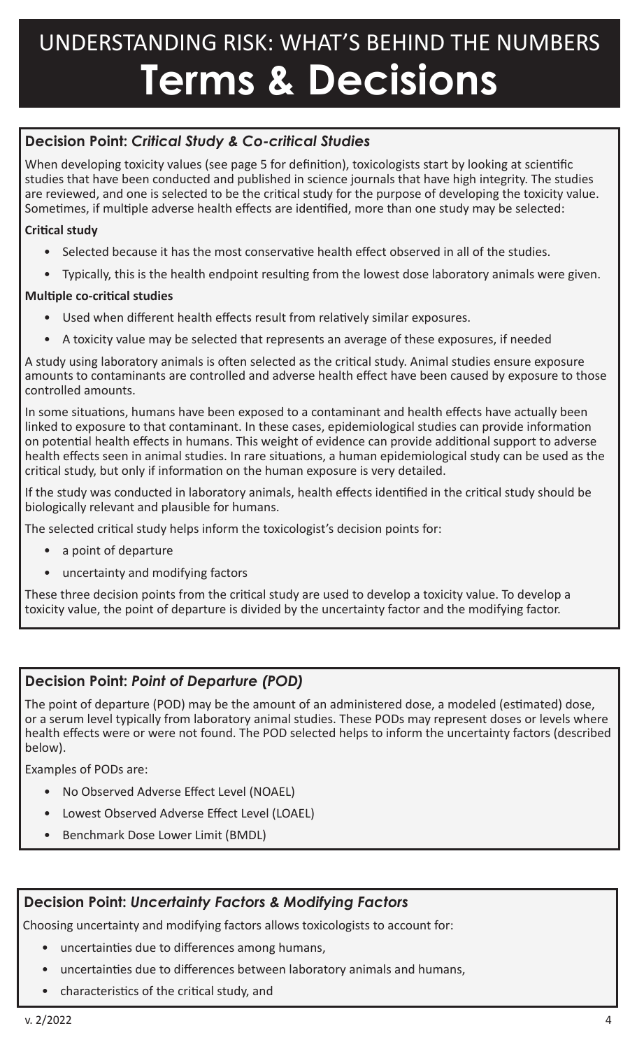# UNDERSTANDING RISK: WHAT'S BEHIND THE NUMBERS
# Terms & Decisions

## Decision Point: *Critical Study & Co-critical Studies*

When developing toxicity values (see page 5 for definition), toxicologists start by looking at scientific studies that have been conducted and published in science journals that have high integrity. The studies are reviewed, and one is selected to be the critical study for the purpose of developing the toxicity value. Sometimes, if multiple adverse health effects are identified, more than one study may be selected:

**Critical study**

- Selected because it has the most conservative health effect observed in all of the studies.
- Typically, this is the health endpoint resulting from the lowest dose laboratory animals were given.

**Multiple co-critical studies**

- Used when different health effects result from relatively similar exposures.
- A toxicity value may be selected that represents an average of these exposures, if needed

A study using laboratory animals is often selected as the critical study. Animal studies ensure exposure amounts to contaminants are controlled and adverse health effect have been caused by exposure to those controlled amounts.

In some situations, humans have been exposed to a contaminant and health effects have actually been linked to exposure to that contaminant. In these cases, epidemiological studies can provide information on potential health effects in humans. This weight of evidence can provide additional support to adverse health effects seen in animal studies. In rare situations, a human epidemiological study can be used as the critical study, but only if information on the human exposure is very detailed.

If the study was conducted in laboratory animals, health effects identified in the critical study should be biologically relevant and plausible for humans.

The selected critical study helps inform the toxicologist's decision points for:

- a point of departure
- uncertainty and modifying factors

These three decision points from the critical study are used to develop a toxicity value. To develop a toxicity value, the point of departure is divided by the uncertainty factor and the modifying factor.

## Decision Point: *Point of Departure (POD)*

The point of departure (POD) may be the amount of an administered dose, a modeled (estimated) dose, or a serum level typically from laboratory animal studies. These PODs may represent doses or levels where health effects were or were not found. The POD selected helps to inform the uncertainty factors (described below).

Examples of PODs are:

- No Observed Adverse Effect Level (NOAEL)
- Lowest Observed Adverse Effect Level (LOAEL)
- Benchmark Dose Lower Limit (BMDL)

## Decision Point: *Uncertainty Factors & Modifying Factors*

Choosing uncertainty and modifying factors allows toxicologists to account for:

- uncertainties due to differences among humans,
- uncertainties due to differences between laboratory animals and humans,
- characteristics of the critical study, and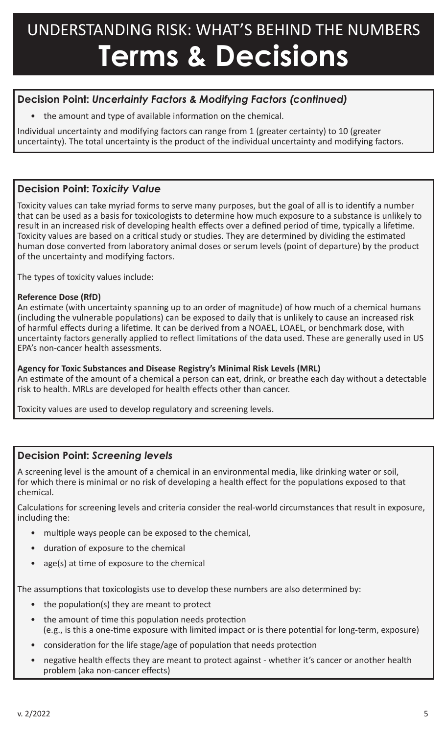# UNDERSTANDING RISK: WHAT'S BEHIND THE NUMBERS

# Terms & Decisions

### Decision Point: *Uncertainty Factors & Modifying Factors (continued)*

- the amount and type of available information on the chemical.

Individual uncertainty and modifying factors can range from 1 (greater certainty) to 10 (greater uncertainty). The total uncertainty is the product of the individual uncertainty and modifying factors.

### Decision Point: *Toxicity Value*

Toxicity values can take myriad forms to serve many purposes, but the goal of all is to identify a number that can be used as a basis for toxicologists to determine how much exposure to a substance is unlikely to result in an increased risk of developing health effects over a defined period of time, typically a lifetime. Toxicity values are based on a critical study or studies. They are determined by dividing the estimated human dose converted from laboratory animal doses or serum levels (point of departure) by the product of the uncertainty and modifying factors.

The types of toxicity values include:

**Reference Dose (RfD)**
An estimate (with uncertainty spanning up to an order of magnitude) of how much of a chemical humans (including the vulnerable populations) can be exposed to daily that is unlikely to cause an increased risk of harmful effects during a lifetime. It can be derived from a NOAEL, LOAEL, or benchmark dose, with uncertainty factors generally applied to reflect limitations of the data used. These are generally used in US EPA's non-cancer health assessments.

**Agency for Toxic Substances and Disease Registry's Minimal Risk Levels (MRL)**
An estimate of the amount of a chemical a person can eat, drink, or breathe each day without a detectable risk to health. MRLs are developed for health effects other than cancer.

Toxicity values are used to develop regulatory and screening levels.

### Decision Point: *Screening levels*

A screening level is the amount of a chemical in an environmental media, like drinking water or soil, for which there is minimal or no risk of developing a health effect for the populations exposed to that chemical.

Calculations for screening levels and criteria consider the real-world circumstances that result in exposure, including the:

- multiple ways people can be exposed to the chemical,
- duration of exposure to the chemical
- age(s) at time of exposure to the chemical

The assumptions that toxicologists use to develop these numbers are also determined by:

- the population(s) they are meant to protect
- the amount of time this population needs protection (e.g., is this a one-time exposure with limited impact or is there potential for long-term, exposure)
- consideration for the life stage/age of population that needs protection
- negative health effects they are meant to protect against - whether it's cancer or another health problem (aka non-cancer effects)

v. 2/2022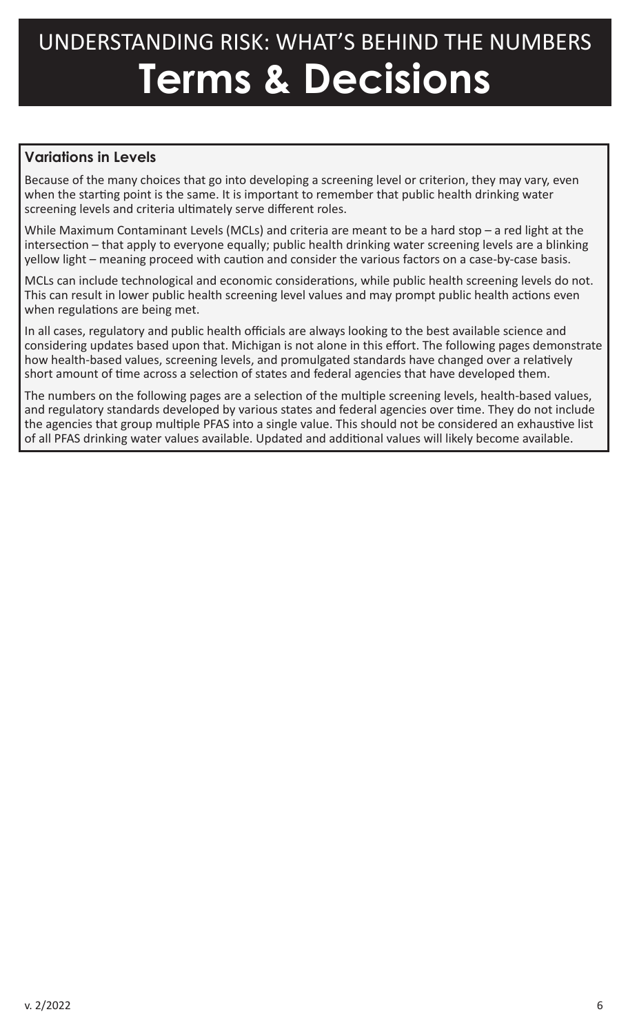# UNDERSTANDING RISK: WHAT'S BEHIND THE NUMBERS
# Terms & Decisions

## Variations in Levels

Because of the many choices that go into developing a screening level or criterion, they may vary, even when the starting point is the same. It is important to remember that public health drinking water screening levels and criteria ultimately serve different roles.

While Maximum Contaminant Levels (MCLs) and criteria are meant to be a hard stop – a red light at the intersection – that apply to everyone equally; public health drinking water screening levels are a blinking yellow light – meaning proceed with caution and consider the various factors on a case-by-case basis.

MCLs can include technological and economic considerations, while public health screening levels do not. This can result in lower public health screening level values and may prompt public health actions even when regulations are being met.

In all cases, regulatory and public health officials are always looking to the best available science and considering updates based upon that. Michigan is not alone in this effort. The following pages demonstrate how health-based values, screening levels, and promulgated standards have changed over a relatively short amount of time across a selection of states and federal agencies that have developed them.

The numbers on the following pages are a selection of the multiple screening levels, health-based values, and regulatory standards developed by various states and federal agencies over time. They do not include the agencies that group multiple PFAS into a single value. This should not be considered an exhaustive list of all PFAS drinking water values available. Updated and additional values will likely become available.

v. 2/2022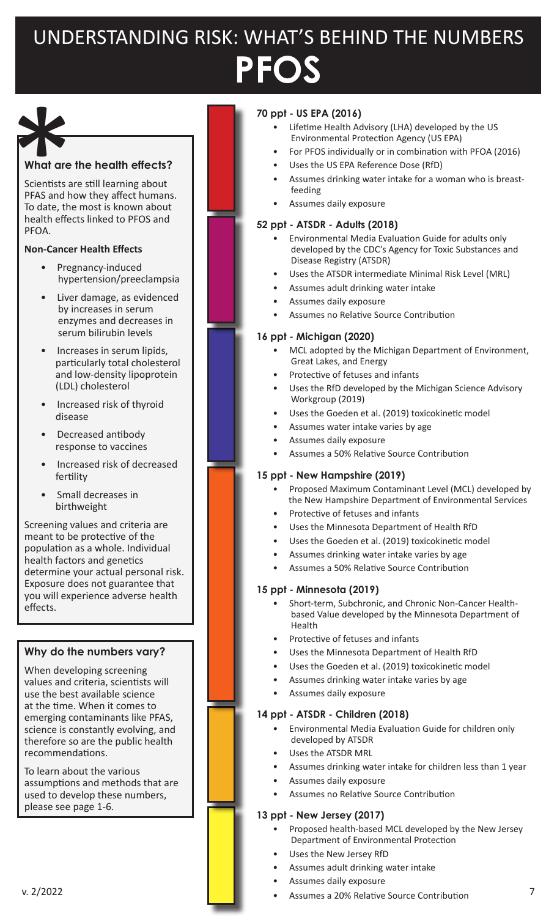# UNDERSTANDING RISK: WHAT'S BEHIND THE NUMBERS

# PFOS

*

### What are the health effects?

Scientists are still learning about PFAS and how they affect humans. To date, the most is known about health effects linked to PFOS and PFOA.

**Non-Cancer Health Effects**

- Pregnancy-induced hypertension/preeclampsia
- Liver damage, as evidenced by increases in serum enzymes and decreases in serum bilirubin levels
- Increases in serum lipids, particularly total cholesterol and low-density lipoprotein (LDL) cholesterol
- Increased risk of thyroid disease
- Decreased antibody response to vaccines
- Increased risk of decreased fertility
- Small decreases in birthweight

Screening values and criteria are meant to be protective of the population as a whole. Individual health factors and genetics determine your actual personal risk. Exposure does not guarantee that you will experience adverse health effects.

### Why do the numbers vary?

When developing screening values and criteria, scientists will use the best available science at the time. When it comes to emerging contaminants like PFAS, science is constantly evolving, and therefore so are the public health recommendations.

To learn about the various assumptions and methods that are used to develop these numbers, please see page 1-6.

**70 ppt - US EPA (2016)**

- Lifetime Health Advisory (LHA) developed by the US Environmental Protection Agency (US EPA)
- For PFOS individually or in combination with PFOA (2016)
- Uses the US EPA Reference Dose (RfD)
- Assumes drinking water intake for a woman who is breast-feeding
- Assumes daily exposure

**52 ppt - ATSDR - Adults (2018)**

- Environmental Media Evaluation Guide for adults only developed by the CDC's Agency for Toxic Substances and Disease Registry (ATSDR)
- Uses the ATSDR intermediate Minimal Risk Level (MRL)
- Assumes adult drinking water intake
- Assumes daily exposure
- Assumes no Relative Source Contribution

**16 ppt - Michigan (2020)**

- MCL adopted by the Michigan Department of Environment, Great Lakes, and Energy
- Protective of fetuses and infants
- Uses the RfD developed by the Michigan Science Advisory Workgroup (2019)
- Uses the Goeden et al. (2019) toxicokinetic model
- Assumes water intake varies by age
- Assumes daily exposure
- Assumes a 50% Relative Source Contribution

**15 ppt - New Hampshire (2019)**

- Proposed Maximum Contaminant Level (MCL) developed by the New Hampshire Department of Environmental Services
- Protective of fetuses and infants
- Uses the Minnesota Department of Health RfD
- Uses the Goeden et al. (2019) toxicokinetic model
- Assumes drinking water intake varies by age
- Assumes a 50% Relative Source Contribution

**15 ppt - Minnesota (2019)**

- Short-term, Subchronic, and Chronic Non-Cancer Health-based Value developed by the Minnesota Department of Health
- Protective of fetuses and infants
- Uses the Minnesota Department of Health RfD
- Uses the Goeden et al. (2019) toxicokinetic model
- Assumes drinking water intake varies by age
- Assumes daily exposure

**14 ppt - ATSDR - Children (2018)**

- Environmental Media Evaluation Guide for children only developed by ATSDR
- Uses the ATSDR MRL
- Assumes drinking water intake for children less than 1 year
- Assumes daily exposure
- Assumes no Relative Source Contribution

**13 ppt - New Jersey (2017)**

- Proposed health-based MCL developed by the New Jersey Department of Environmental Protection
- Uses the New Jersey RfD
- Assumes adult drinking water intake
- Assumes daily exposure
- Assumes a 20% Relative Source Contribution

v. 2/2022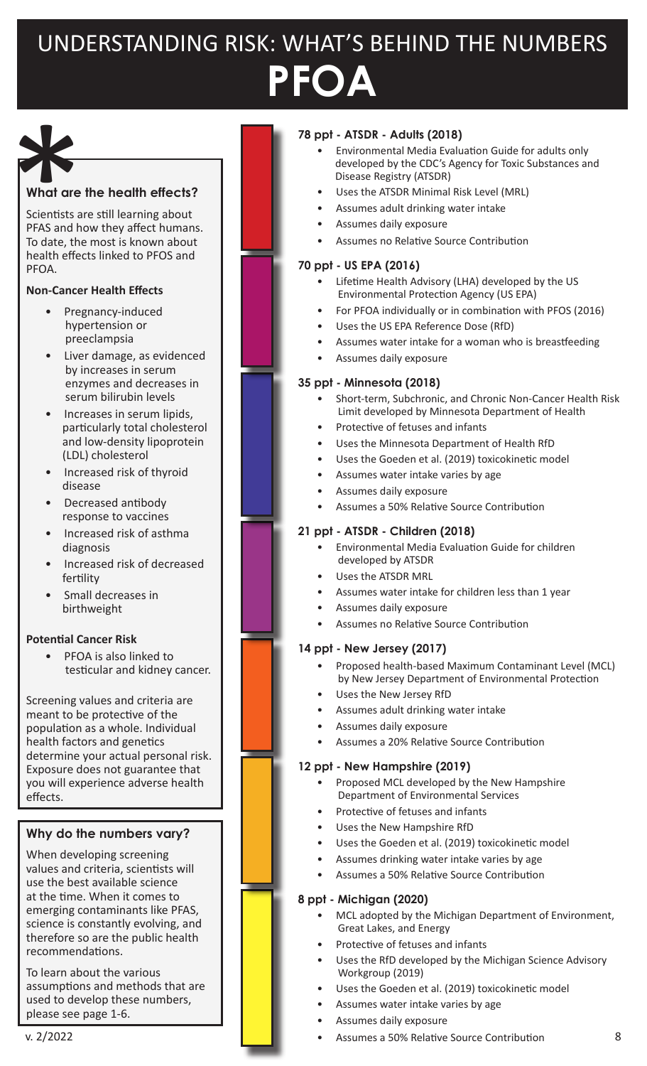# UNDERSTANDING RISK: WHAT'S BEHIND THE NUMBERS

# PFOA

### What are the health effects?

Scientists are still learning about PFAS and how they affect humans. To date, the most is known about health effects linked to PFOS and PFOA.

**Non-Cancer Health Effects**

- Pregnancy-induced hypertension or preeclampsia
- Liver damage, as evidenced by increases in serum enzymes and decreases in serum bilirubin levels
- Increases in serum lipids, particularly total cholesterol and low-density lipoprotein (LDL) cholesterol
- Increased risk of thyroid disease
- Decreased antibody response to vaccines
- Increased risk of asthma diagnosis
- Increased risk of decreased fertility
- Small decreases in birthweight

**Potential Cancer Risk**

- PFOA is also linked to testicular and kidney cancer.

Screening values and criteria are meant to be protective of the population as a whole. Individual health factors and genetics determine your actual personal risk. Exposure does not guarantee that you will experience adverse health effects.

### Why do the numbers vary?

When developing screening values and criteria, scientists will use the best available science at the time. When it comes to emerging contaminants like PFAS, science is constantly evolving, and therefore so are the public health recommendations.

To learn about the various assumptions and methods that are used to develop these numbers, please see page 1-6.

v. 2/2022

**78 ppt - ATSDR - Adults (2018)**

- Environmental Media Evaluation Guide for adults only developed by the CDC's Agency for Toxic Substances and Disease Registry (ATSDR)
- Uses the ATSDR Minimal Risk Level (MRL)
- Assumes adult drinking water intake
- Assumes daily exposure
- Assumes no Relative Source Contribution

**70 ppt - US EPA (2016)**

- Lifetime Health Advisory (LHA) developed by the US Environmental Protection Agency (US EPA)
- For PFOA individually or in combination with PFOS (2016)
- Uses the US EPA Reference Dose (RfD)
- Assumes water intake for a woman who is breastfeeding
- Assumes daily exposure

**35 ppt - Minnesota (2018)**

- Short-term, Subchronic, and Chronic Non-Cancer Health Risk Limit developed by Minnesota Department of Health
- Protective of fetuses and infants
- Uses the Minnesota Department of Health RfD
- Uses the Goeden et al. (2019) toxicokinetic model
- Assumes water intake varies by age
- Assumes daily exposure
- Assumes a 50% Relative Source Contribution

**21 ppt - ATSDR - Children (2018)**

- Environmental Media Evaluation Guide for children developed by ATSDR
- Uses the ATSDR MRL
- Assumes water intake for children less than 1 year
- Assumes daily exposure
- Assumes no Relative Source Contribution

**14 ppt - New Jersey (2017)**

- Proposed health-based Maximum Contaminant Level (MCL) by New Jersey Department of Environmental Protection
- Uses the New Jersey RfD
- Assumes adult drinking water intake
- Assumes daily exposure
- Assumes a 20% Relative Source Contribution

**12 ppt - New Hampshire (2019)**

- Proposed MCL developed by the New Hampshire Department of Environmental Services
- Protective of fetuses and infants
- Uses the New Hampshire RfD
- Uses the Goeden et al. (2019) toxicokinetic model
- Assumes drinking water intake varies by age
- Assumes a 50% Relative Source Contribution

**8 ppt - Michigan (2020)**

- MCL adopted by the Michigan Department of Environment, Great Lakes, and Energy
- Protective of fetuses and infants
- Uses the RfD developed by the Michigan Science Advisory Workgroup (2019)
- Uses the Goeden et al. (2019) toxicokinetic model
- Assumes water intake varies by age
- Assumes daily exposure
- Assumes a 50% Relative Source Contribution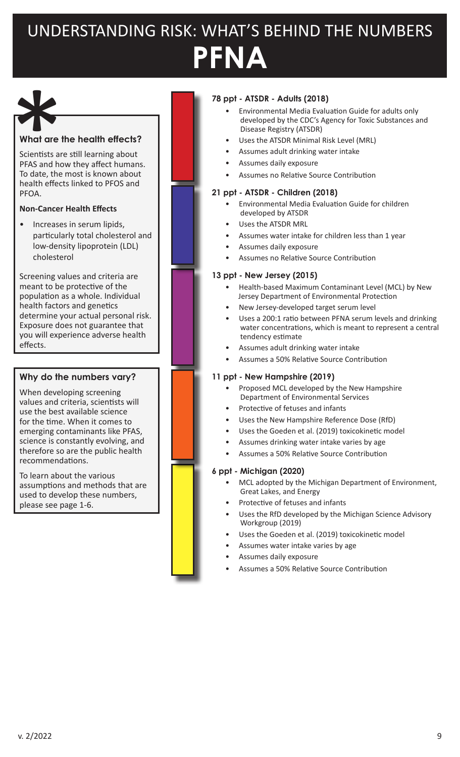# UNDERSTANDING RISK: WHAT'S BEHIND THE NUMBERS

# PFNA

### What are the health effects?

Scientists are still learning about PFAS and how they affect humans. To date, the most is known about health effects linked to PFOS and PFOA.

**Non-Cancer Health Effects**

- Increases in serum lipids, particularly total cholesterol and low-density lipoprotein (LDL) cholesterol

Screening values and criteria are meant to be protective of the population as a whole. Individual health factors and genetics determine your actual personal risk. Exposure does not guarantee that you will experience adverse health effects.

### Why do the numbers vary?

When developing screening values and criteria, scientists will use the best available science for the time. When it comes to emerging contaminants like PFAS, science is constantly evolving, and therefore so are the public health recommendations.

To learn about the various assumptions and methods that are used to develop these numbers, please see page 1-6.

**78 ppt - ATSDR - Adults (2018)**

- Environmental Media Evaluation Guide for adults only developed by the CDC's Agency for Toxic Substances and Disease Registry (ATSDR)
- Uses the ATSDR Minimal Risk Level (MRL)
- Assumes adult drinking water intake
- Assumes daily exposure
- Assumes no Relative Source Contribution

**21 ppt - ATSDR - Children (2018)**

- Environmental Media Evaluation Guide for children developed by ATSDR
- Uses the ATSDR MRL
- Assumes water intake for children less than 1 year
- Assumes daily exposure
- Assumes no Relative Source Contribution

**13 ppt - New Jersey (2015)**

- Health-based Maximum Contaminant Level (MCL) by New Jersey Department of Environmental Protection
- New Jersey-developed target serum level
- Uses a 200:1 ratio between PFNA serum levels and drinking water concentrations, which is meant to represent a central tendency estimate
- Assumes adult drinking water intake
- Assumes a 50% Relative Source Contribution

**11 ppt - New Hampshire (2019)**

- Proposed MCL developed by the New Hampshire Department of Environmental Services
- Protective of fetuses and infants
- Uses the New Hampshire Reference Dose (RfD)
- Uses the Goeden et al. (2019) toxicokinetic model
- Assumes drinking water intake varies by age
- Assumes a 50% Relative Source Contribution

**6 ppt - Michigan (2020)**

- MCL adopted by the Michigan Department of Environment, Great Lakes, and Energy
- Protective of fetuses and infants
- Uses the RfD developed by the Michigan Science Advisory Workgroup (2019)
- Uses the Goeden et al. (2019) toxicokinetic model
- Assumes water intake varies by age
- Assumes daily exposure
- Assumes a 50% Relative Source Contribution

v. 2/2022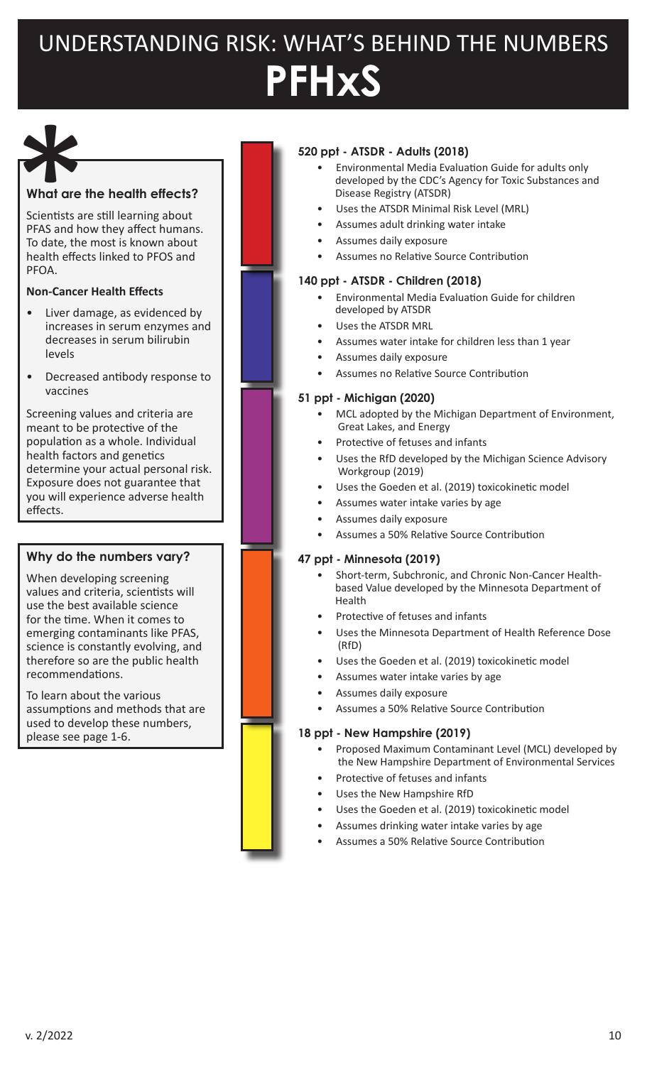# UNDERSTANDING RISK: WHAT'S BEHIND THE NUMBERS

# PFHxS

### What are the health effects?

Scientists are still learning about PFAS and how they affect humans. To date, the most is known about health effects linked to PFOS and PFOA.

**Non-Cancer Health Effects**

- Liver damage, as evidenced by increases in serum enzymes and decreases in serum bilirubin levels
- Decreased antibody response to vaccines

Screening values and criteria are meant to be protective of the population as a whole. Individual health factors and genetics determine your actual personal risk. Exposure does not guarantee that you will experience adverse health effects.

### Why do the numbers vary?

When developing screening values and criteria, scientists will use the best available science for the time. When it comes to emerging contaminants like PFAS, science is constantly evolving, and therefore so are the public health recommendations.

To learn about the various assumptions and methods that are used to develop these numbers, please see page 1-6.

**520 ppt - ATSDR - Adults (2018)**

- Environmental Media Evaluation Guide for adults only developed by the CDC's Agency for Toxic Substances and Disease Registry (ATSDR)
- Uses the ATSDR Minimal Risk Level (MRL)
- Assumes adult drinking water intake
- Assumes daily exposure
- Assumes no Relative Source Contribution

**140 ppt - ATSDR - Children (2018)**

- Environmental Media Evaluation Guide for children developed by ATSDR
- Uses the ATSDR MRL
- Assumes water intake for children less than 1 year
- Assumes daily exposure
- Assumes no Relative Source Contribution

**51 ppt - Michigan (2020)**

- MCL adopted by the Michigan Department of Environment, Great Lakes, and Energy
- Protective of fetuses and infants
- Uses the RfD developed by the Michigan Science Advisory Workgroup (2019)
- Uses the Goeden et al. (2019) toxicokinetic model
- Assumes water intake varies by age
- Assumes daily exposure
- Assumes a 50% Relative Source Contribution

**47 ppt - Minnesota (2019)**

- Short-term, Subchronic, and Chronic Non-Cancer Health-based Value developed by the Minnesota Department of Health
- Protective of fetuses and infants
- Uses the Minnesota Department of Health Reference Dose (RfD)
- Uses the Goeden et al. (2019) toxicokinetic model
- Assumes water intake varies by age
- Assumes daily exposure
- Assumes a 50% Relative Source Contribution

**18 ppt - New Hampshire (2019)**

- Proposed Maximum Contaminant Level (MCL) developed by the New Hampshire Department of Environmental Services
- Protective of fetuses and infants
- Uses the New Hampshire RfD
- Uses the Goeden et al. (2019) toxicokinetic model
- Assumes drinking water intake varies by age
- Assumes a 50% Relative Source Contribution

v. 2/2022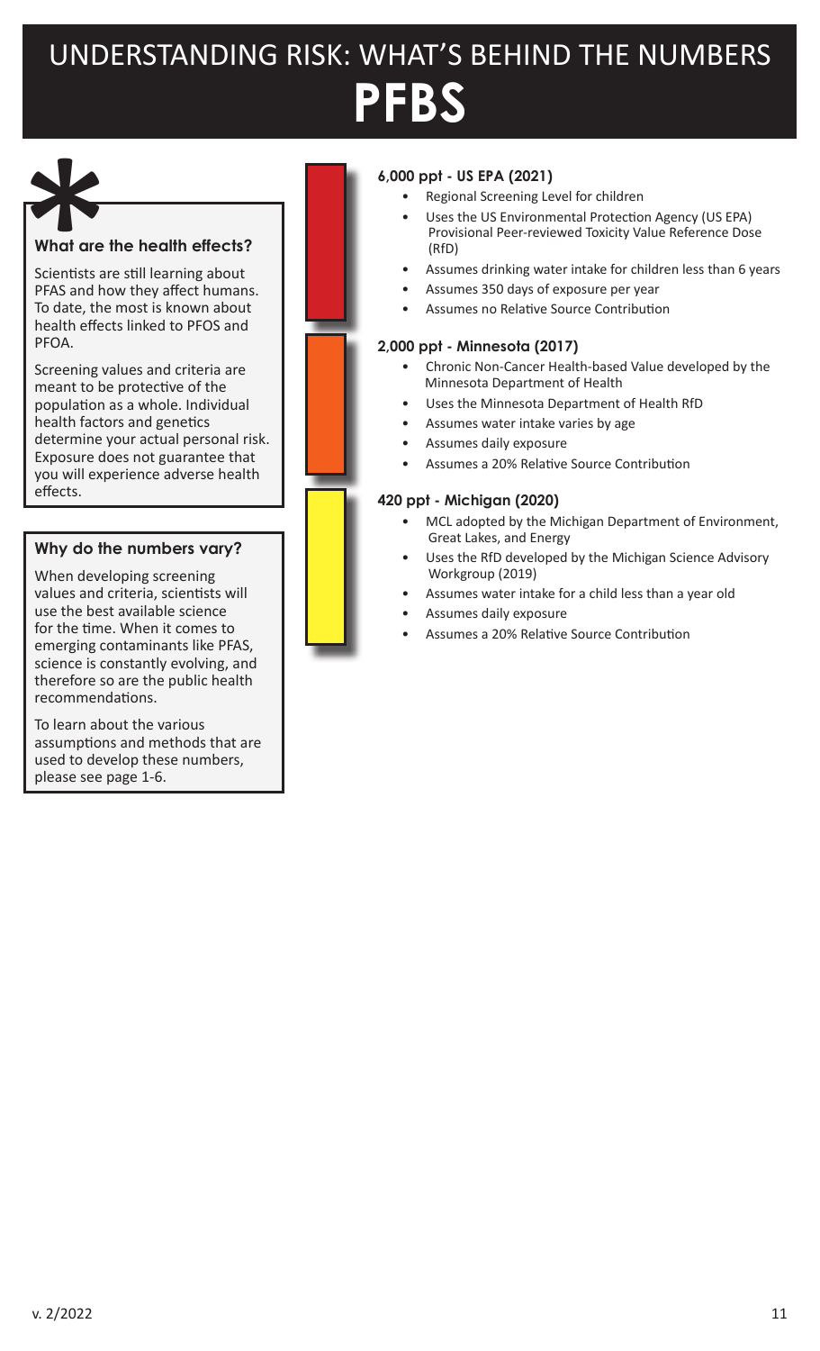# UNDERSTANDING RISK: WHAT'S BEHIND THE NUMBERS

# PFBS

### What are the health effects?

Scientists are still learning about PFAS and how they affect humans. To date, the most is known about health effects linked to PFOS and PFOA.

Screening values and criteria are meant to be protective of the population as a whole. Individual health factors and genetics determine your actual personal risk. Exposure does not guarantee that you will experience adverse health effects.

### Why do the numbers vary?

When developing screening values and criteria, scientists will use the best available science for the time. When it comes to emerging contaminants like PFAS, science is constantly evolving, and therefore so are the public health recommendations.

To learn about the various assumptions and methods that are used to develop these numbers, please see page 1-6.

**6,000 ppt - US EPA (2021)**

- Regional Screening Level for children
- Uses the US Environmental Protection Agency (US EPA) Provisional Peer-reviewed Toxicity Value Reference Dose (RfD)
- Assumes drinking water intake for children less than 6 years
- Assumes 350 days of exposure per year
- Assumes no Relative Source Contribution

**2,000 ppt - Minnesota (2017)**

- Chronic Non-Cancer Health-based Value developed by the Minnesota Department of Health
- Uses the Minnesota Department of Health RfD
- Assumes water intake varies by age
- Assumes daily exposure
- Assumes a 20% Relative Source Contribution

**420 ppt - Michigan (2020)**

- MCL adopted by the Michigan Department of Environment, Great Lakes, and Energy
- Uses the RfD developed by the Michigan Science Advisory Workgroup (2019)
- Assumes water intake for a child less than a year old
- Assumes daily exposure
- Assumes a 20% Relative Source Contribution

v. 2/2022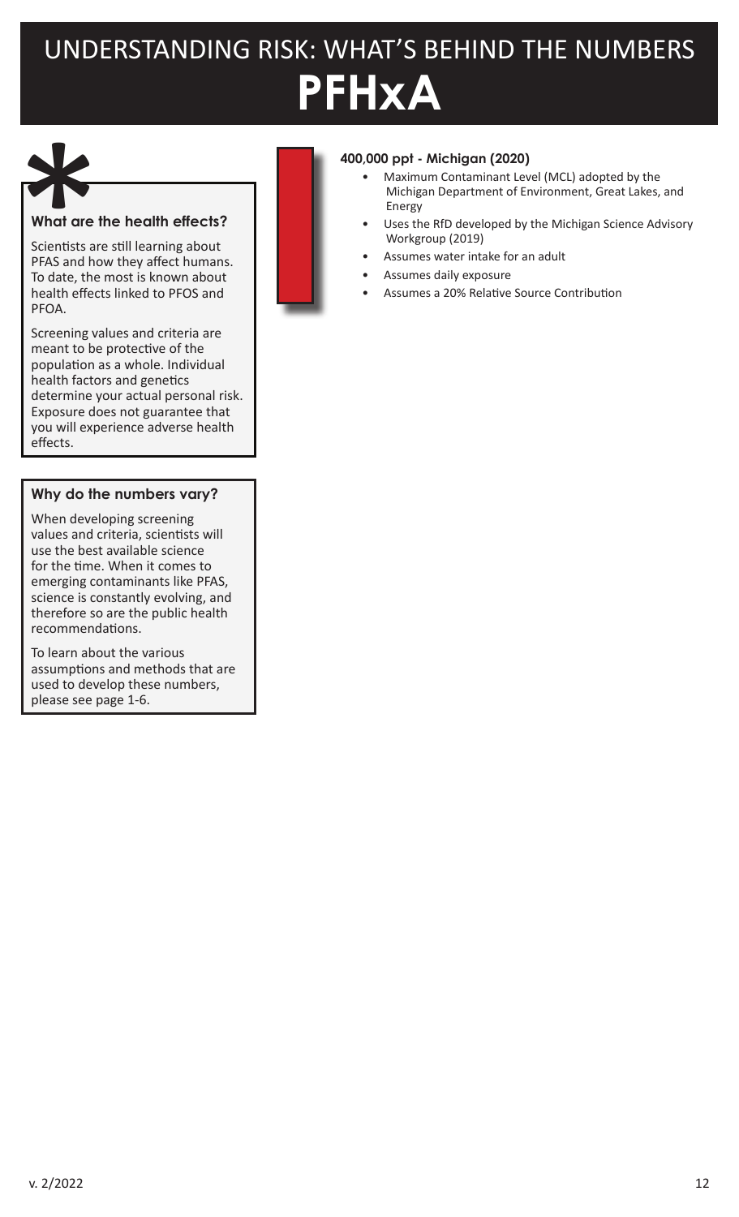# UNDERSTANDING RISK: WHAT'S BEHIND THE NUMBERS

# PFHxA

### What are the health effects?

Scientists are still learning about PFAS and how they affect humans. To date, the most is known about health effects linked to PFOS and PFOA.

Screening values and criteria are meant to be protective of the population as a whole. Individual health factors and genetics determine your actual personal risk. Exposure does not guarantee that you will experience adverse health effects.

### Why do the numbers vary?

When developing screening values and criteria, scientists will use the best available science for the time. When it comes to emerging contaminants like PFAS, science is constantly evolving, and therefore so are the public health recommendations.

To learn about the various assumptions and methods that are used to develop these numbers, please see page 1-6.

**400,000 ppt - Michigan (2020)**

- Maximum Contaminant Level (MCL) adopted by the Michigan Department of Environment, Great Lakes, and Energy
- Uses the RfD developed by the Michigan Science Advisory Workgroup (2019)
- Assumes water intake for an adult
- Assumes daily exposure
- Assumes a 20% Relative Source Contribution

v. 2/2022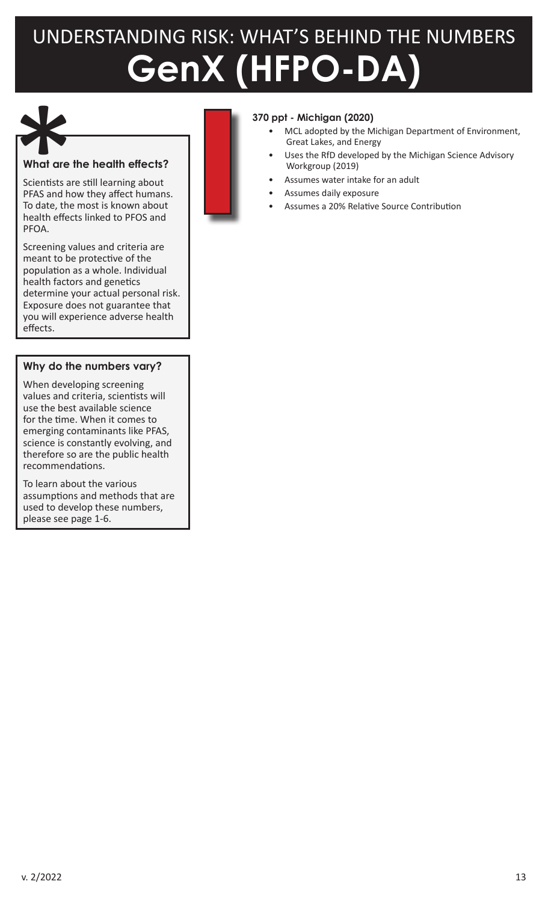# UNDERSTANDING RISK: WHAT'S BEHIND THE NUMBERS

# GenX (HFPO-DA)

### What are the health effects?

Scientists are still learning about PFAS and how they affect humans. To date, the most is known about health effects linked to PFOS and PFOA.

Screening values and criteria are meant to be protective of the population as a whole. Individual health factors and genetics determine your actual personal risk. Exposure does not guarantee that you will experience adverse health effects.

### Why do the numbers vary?

When developing screening values and criteria, scientists will use the best available science for the time. When it comes to emerging contaminants like PFAS, science is constantly evolving, and therefore so are the public health recommendations.

To learn about the various assumptions and methods that are used to develop these numbers, please see page 1-6.

**370 ppt - Michigan (2020)**

- MCL adopted by the Michigan Department of Environment, Great Lakes, and Energy
- Uses the RfD developed by the Michigan Science Advisory Workgroup (2019)
- Assumes water intake for an adult
- Assumes daily exposure
- Assumes a 20% Relative Source Contribution

v. 2/2022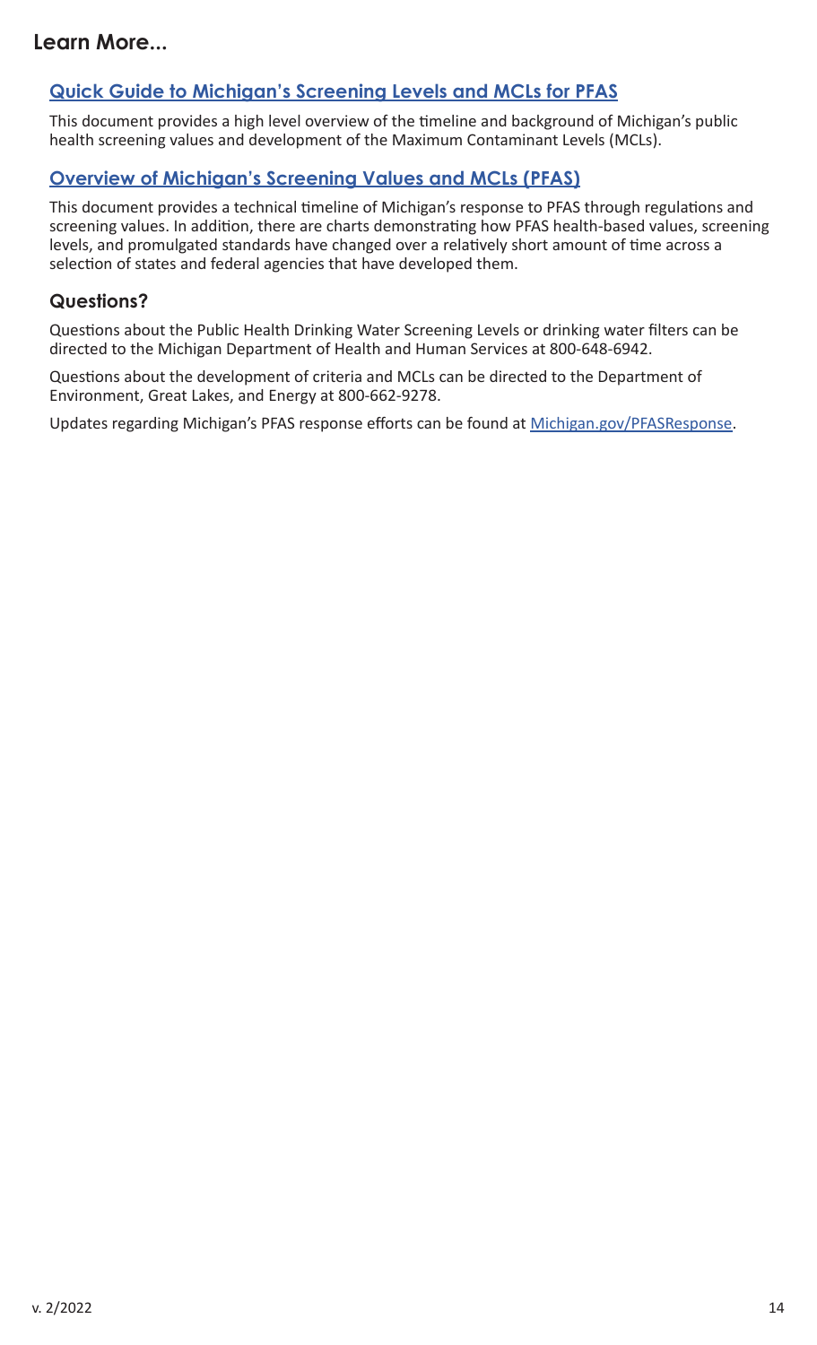## Learn More...

### [Quick Guide to Michigan's Screening Levels and MCLs for PFAS]

This document provides a high level overview of the timeline and background of Michigan's public health screening values and development of the Maximum Contaminant Levels (MCLs).

### [Overview of Michigan's Screening Values and MCLs (PFAS)]

This document provides a technical timeline of Michigan's response to PFAS through regulations and screening values. In addition, there are charts demonstrating how PFAS health-based values, screening levels, and promulgated standards have changed over a relatively short amount of time across a selection of states and federal agencies that have developed them.

### Questions?

Questions about the Public Health Drinking Water Screening Levels or drinking water filters can be directed to the Michigan Department of Health and Human Services at 800-648-6942.

Questions about the development of criteria and MCLs can be directed to the Department of Environment, Great Lakes, and Energy at 800-662-9278.

Updates regarding Michigan's PFAS response efforts can be found at Michigan.gov/PFASResponse.